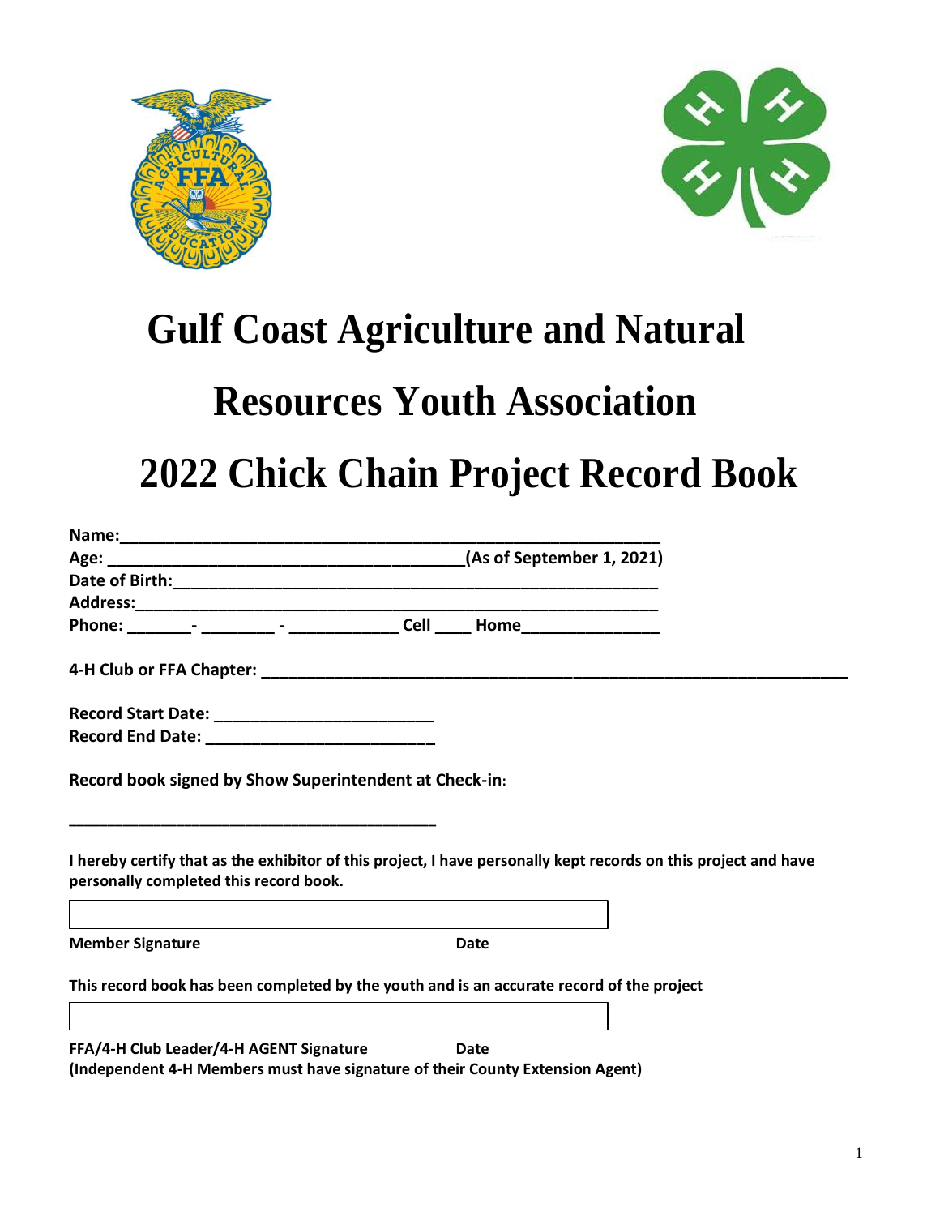# Gulf Coast Agriculture and Natural Resources Youth Association

# 2022 Chick Chain Project Record Book

**Name:**_______________________________________________________________

**Age:** _________________________________________(As of September 1, 2021)

**Date of Birth:**__________________________________________________________

**Address:**______________________________________________________________

**Phone:** _______- ________ - ____________ **Cell** ____ **Home**_______________

**4-H Club or FFA Chapter:** ___________________________________________________________________

**Record Start Date:** _________________________

**Record End Date:** __________________________

**Record book signed by Show Superintendent at Check-in:**

___________________________________________

**I hereby certify that as the exhibitor of this project, I have personally kept records on this project and have personally completed this record book.**

**Member Signature** **Date**

**This record book has been completed by the youth and is an accurate record of the project**

**FFA/4-H Club Leader/4-H AGENT Signature** **Date**
**(Independent 4-H Members must have signature of their County Extension Agent)**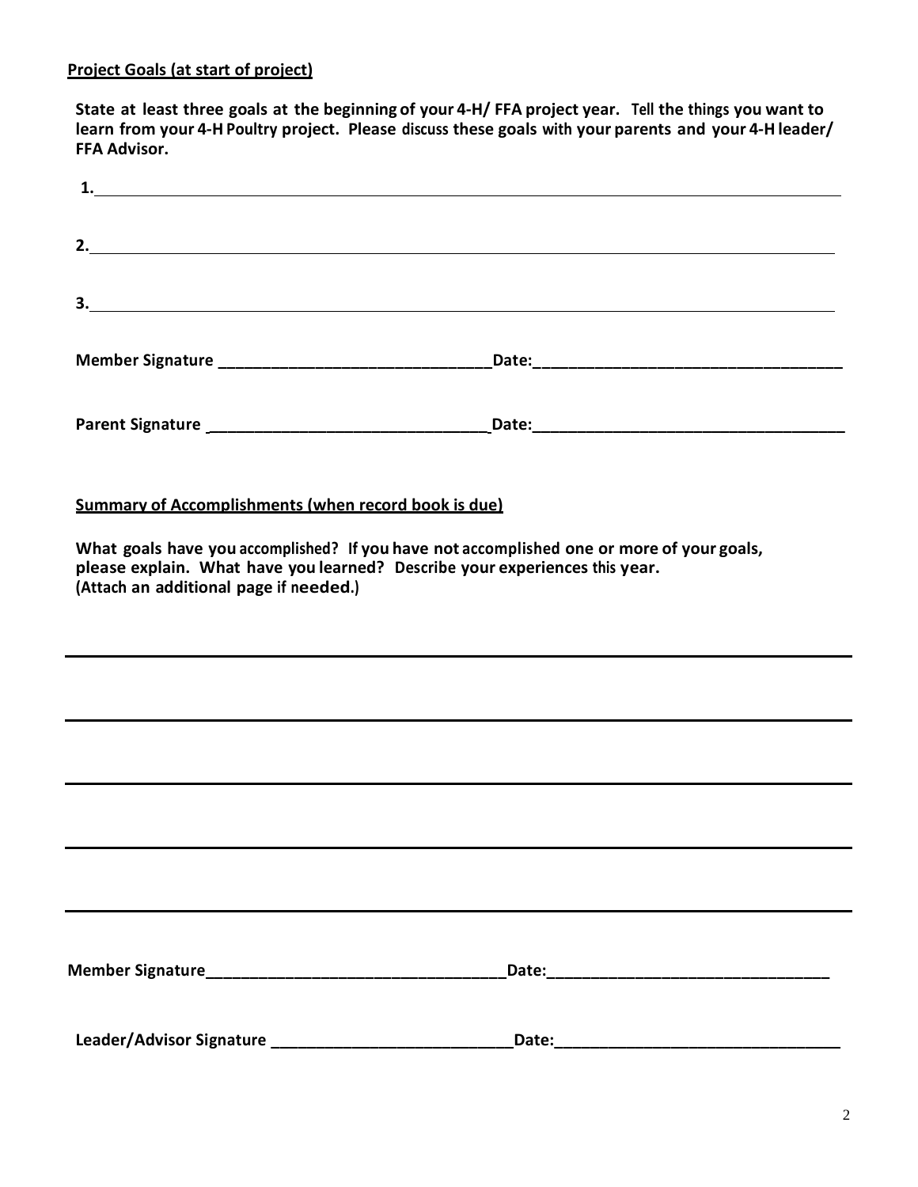**Project Goals (at start of project)**

**State at least three goals at the beginning of your 4-H/ FFA project year. Tell the things you want to learn from your 4-H Poultry project. Please discuss these goals with your parents and your 4-H leader/ FFA Advisor.**

**1.**\_\_\_\_\_\_\_\_\_\_\_\_\_\_\_\_\_\_\_\_\_\_\_\_\_\_\_\_\_\_\_\_\_\_\_\_\_\_\_\_\_\_\_\_\_\_\_\_\_\_\_\_\_\_\_\_\_\_\_\_\_\_\_\_\_\_\_\_\_\_\_\_

**2.**\_\_\_\_\_\_\_\_\_\_\_\_\_\_\_\_\_\_\_\_\_\_\_\_\_\_\_\_\_\_\_\_\_\_\_\_\_\_\_\_\_\_\_\_\_\_\_\_\_\_\_\_\_\_\_\_\_\_\_\_\_\_\_\_\_\_\_\_\_\_\_\_

**3.**\_\_\_\_\_\_\_\_\_\_\_\_\_\_\_\_\_\_\_\_\_\_\_\_\_\_\_\_\_\_\_\_\_\_\_\_\_\_\_\_\_\_\_\_\_\_\_\_\_\_\_\_\_\_\_\_\_\_\_\_\_\_\_\_\_\_\_\_\_\_\_\_

**Member Signature** \_\_\_\_\_\_\_\_\_\_\_\_\_\_\_\_\_\_\_\_\_\_\_\_\_\_\_\_\_\_\_\_ **Date:**\_\_\_\_\_\_\_\_\_\_\_\_\_\_\_\_\_\_\_\_\_\_\_\_\_\_\_\_\_\_\_\_\_\_\_

**Parent Signature** \_\_\_\_\_\_\_\_\_\_\_\_\_\_\_\_\_\_\_\_\_\_\_\_\_\_\_\_\_\_\_\_ **Date:**\_\_\_\_\_\_\_\_\_\_\_\_\_\_\_\_\_\_\_\_\_\_\_\_\_\_\_\_\_\_\_\_\_\_\_

**Summary of Accomplishments (when record book is due)**

**What goals have you accomplished? If you have not accomplished one or more of your goals, please explain. What have you learned? Describe your experiences this year. (Attach an additional page if needed.)**

\_\_\_\_\_\_\_\_\_\_\_\_\_\_\_\_\_\_\_\_\_\_\_\_\_\_\_\_\_\_\_\_\_\_\_\_\_\_\_\_\_\_\_\_\_\_\_\_\_\_\_\_\_\_\_\_\_\_\_\_\_\_\_\_\_\_\_\_\_\_\_\_\_\_\_\_

\_\_\_\_\_\_\_\_\_\_\_\_\_\_\_\_\_\_\_\_\_\_\_\_\_\_\_\_\_\_\_\_\_\_\_\_\_\_\_\_\_\_\_\_\_\_\_\_\_\_\_\_\_\_\_\_\_\_\_\_\_\_\_\_\_\_\_\_\_\_\_\_\_\_\_\_

\_\_\_\_\_\_\_\_\_\_\_\_\_\_\_\_\_\_\_\_\_\_\_\_\_\_\_\_\_\_\_\_\_\_\_\_\_\_\_\_\_\_\_\_\_\_\_\_\_\_\_\_\_\_\_\_\_\_\_\_\_\_\_\_\_\_\_\_\_\_\_\_\_\_\_\_

\_\_\_\_\_\_\_\_\_\_\_\_\_\_\_\_\_\_\_\_\_\_\_\_\_\_\_\_\_\_\_\_\_\_\_\_\_\_\_\_\_\_\_\_\_\_\_\_\_\_\_\_\_\_\_\_\_\_\_\_\_\_\_\_\_\_\_\_\_\_\_\_\_\_\_\_

\_\_\_\_\_\_\_\_\_\_\_\_\_\_\_\_\_\_\_\_\_\_\_\_\_\_\_\_\_\_\_\_\_\_\_\_\_\_\_\_\_\_\_\_\_\_\_\_\_\_\_\_\_\_\_\_\_\_\_\_\_\_\_\_\_\_\_\_\_\_\_\_\_\_\_\_

**Member Signature**\_\_\_\_\_\_\_\_\_\_\_\_\_\_\_\_\_\_\_\_\_\_\_\_\_\_\_\_\_\_\_\_\_\_\_ **Date:**\_\_\_\_\_\_\_\_\_\_\_\_\_\_\_\_\_\_\_\_\_\_\_\_\_\_\_\_\_\_\_\_

**Leader/Advisor Signature** \_\_\_\_\_\_\_\_\_\_\_\_\_\_\_\_\_\_\_\_\_\_\_\_\_\_\_\_ **Date:**\_\_\_\_\_\_\_\_\_\_\_\_\_\_\_\_\_\_\_\_\_\_\_\_\_\_\_\_\_\_\_\_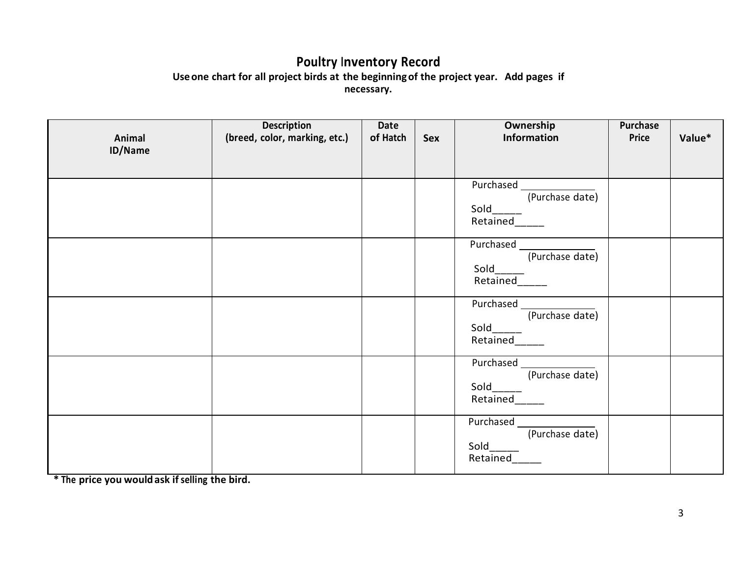# Poultry Inventory Record

**Use one chart for all project birds at the beginning of the project year. Add pages if necessary.**

| Animal ID/Name | Description (breed, color, marking, etc.) | Date of Hatch | Sex | Ownership Information | Purchase Price | Value* |
|---|---|---|---|---|---|---|
| | | | | Purchased ______________ (Purchase date) Sold_____ Retained_____ | | |
| | | | | Purchased ______________ (Purchase date) Sold_____ Retained_____ | | |
| | | | | Purchased ______________ (Purchase date) Sold_____ Retained_____ | | |
| | | | | Purchased ______________ (Purchase date) Sold_____ Retained_____ | | |
| | | | | Purchased ______________ (Purchase date) Sold_____ Retained_____ | | |

**\* The price you would ask if selling the bird.**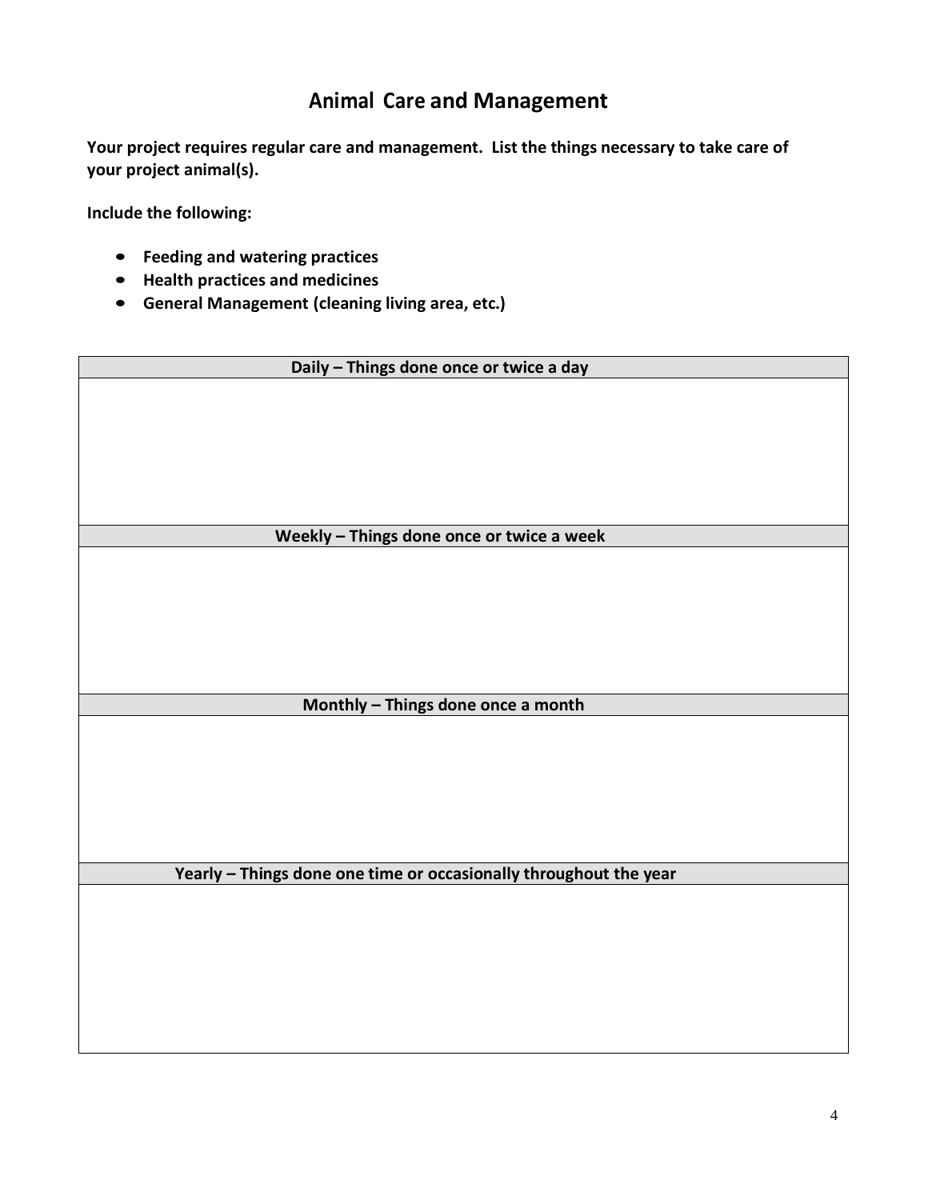# Animal Care and Management

**Your project requires regular care and management. List the things necessary to take care of your project animal(s).**

**Include the following:**

- **Feeding and watering practices**
- **Health practices and medicines**
- **General Management (cleaning living area, etc.)**

| Daily – Things done once or twice a day |
|---|
| |
| **Weekly – Things done once or twice a week** |
| |
| **Monthly – Things done once a month** |
| |
| **Yearly – Things done one time or occasionally throughout the year** |
| |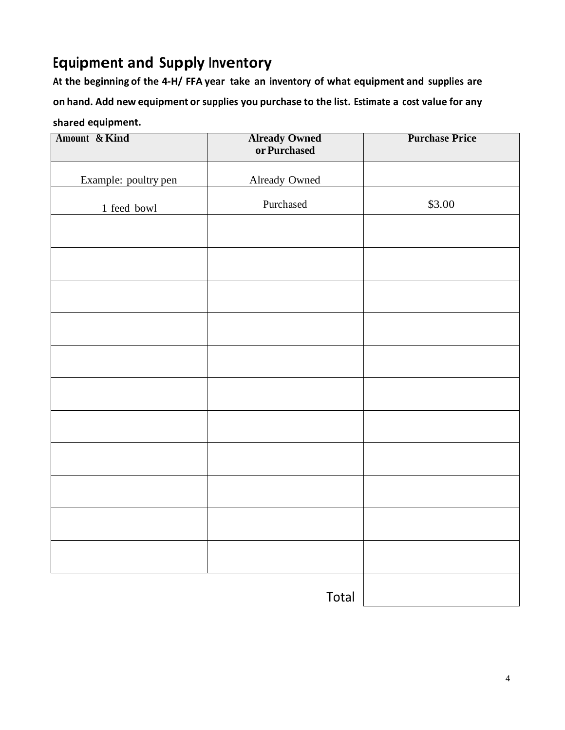## Equipment and Supply Inventory

**At the beginning of the 4-H/ FFA year take an inventory of what equipment and supplies are on hand. Add new equipment or supplies you purchase to the list. Estimate a cost value for any shared equipment.**

| Amount & Kind | Already Owned or Purchased | Purchase Price |
|---|---|---|
| Example: poultry pen | Already Owned | |
| 1 feed bowl | Purchased | $3.00 |
| | | |
| | | |
| | | |
| | | |
| | | |
| | | |
| | | |
| | | |
| | | |
| | | |
| | | |
| | Total | |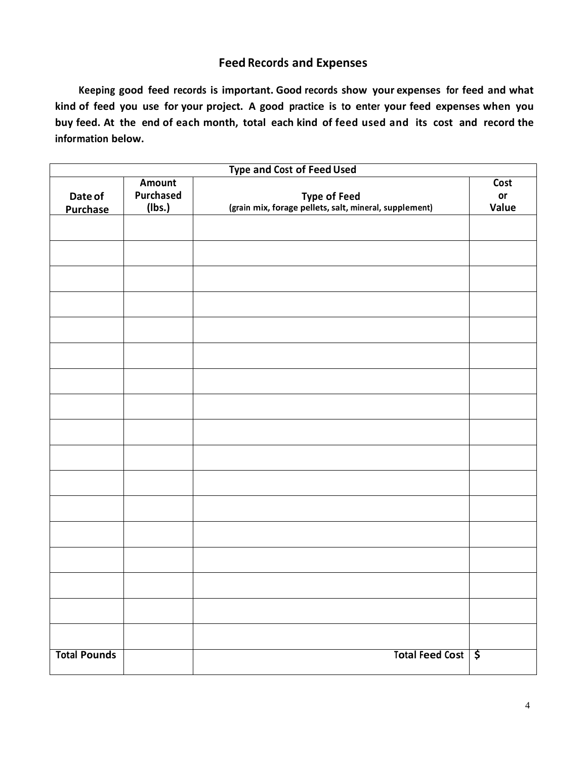## Feed Records and Expenses

**Keeping good feed records is important. Good records show your expenses for feed and what kind of feed you use for your project. A good practice is to enter your feed expenses when you buy feed. At the end of each month, total each kind of feed used and its cost and record the information below.**

| Type and Cost of Feed Used | | | |
|---|---|---|---|
| **Date of Purchase** | **Amount Purchased (lbs.)** | **Type of Feed** (grain mix, forage pellets, salt, mineral, supplement) | **Cost or Value** |
| | | | |
| | | | |
| | | | |
| | | | |
| | | | |
| | | | |
| | | | |
| | | | |
| | | | |
| | | | |
| | | | |
| | | | |
| | | | |
| | | | |
| | | | |
| | | | |
| | | | |
| **Total Pounds** | | **Total Feed Cost** | **$** |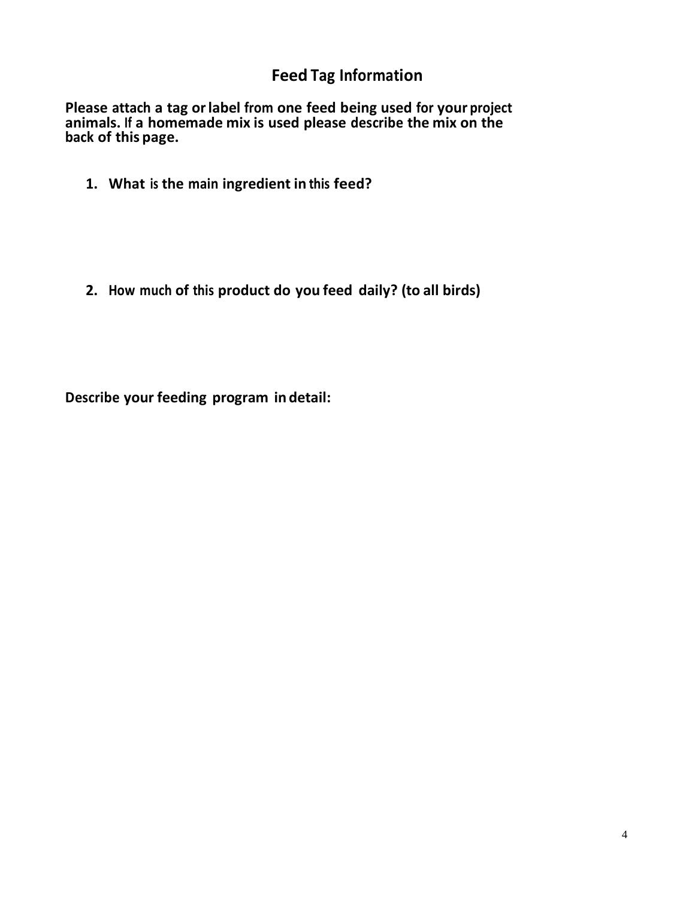# Feed Tag Information

**Please attach a tag or label from one feed being used for your project animals. If a homemade mix is used please describe the mix on the back of this page.**

1. **What is the main ingredient in this feed?**

2. **How much of this product do you feed daily? (to all birds)**

**Describe your feeding program in detail:**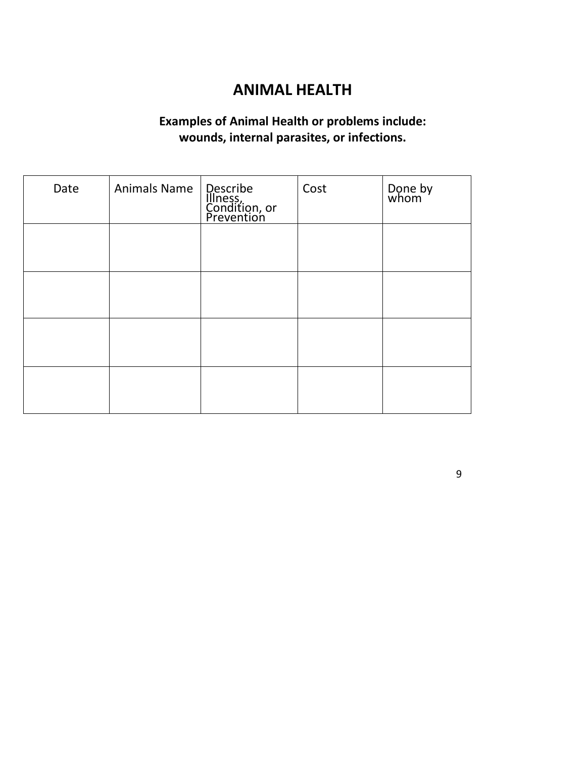# ANIMAL HEALTH

**Examples of Animal Health or problems include: wounds, internal parasites, or infections.**

| Date | Animals Name | Describe Illness, Condition, or Prevention | Cost | Done by whom |
|---|---|---|---|---|
| | | | | |
| | | | | |
| | | | | |
| | | | | |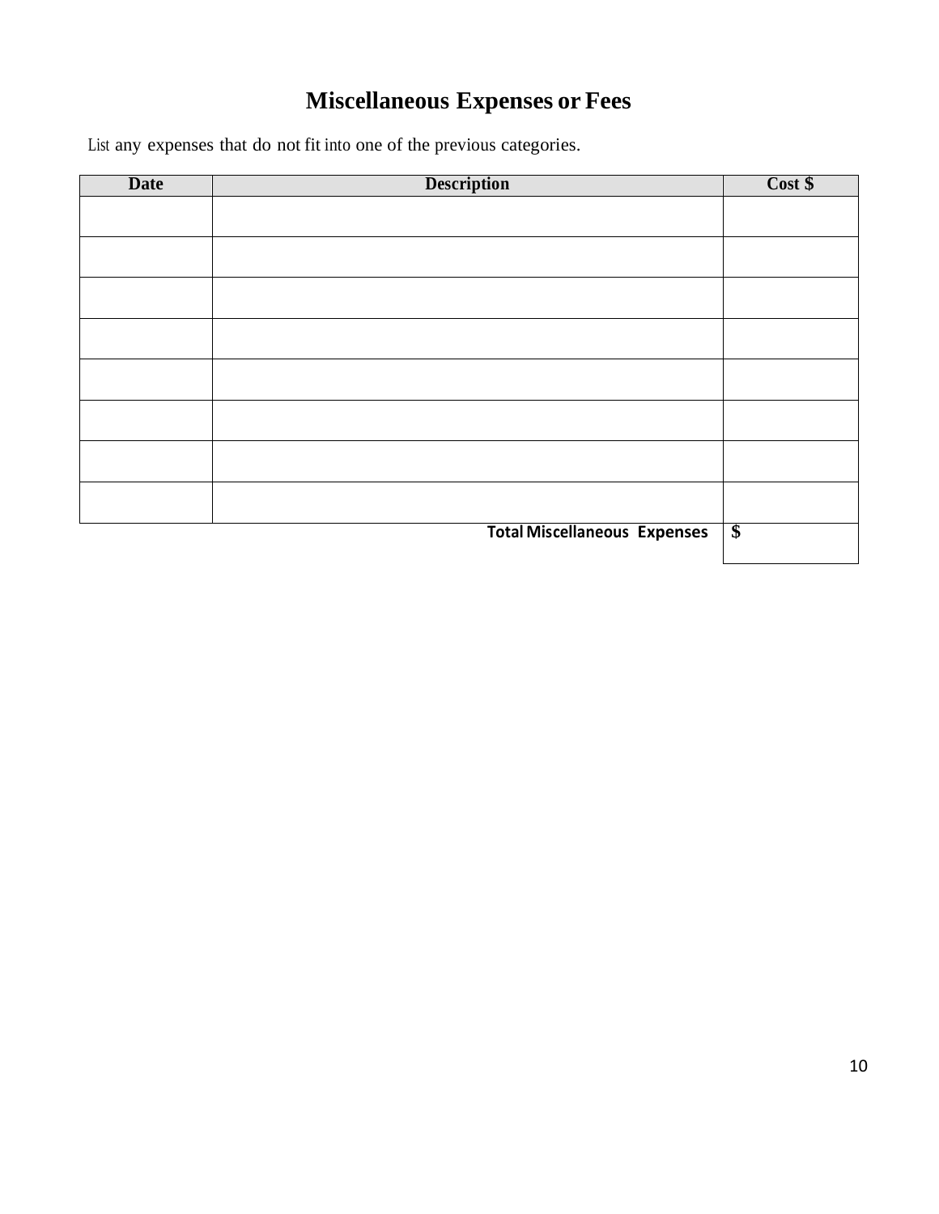# Miscellaneous Expenses or Fees

List any expenses that do not fit into one of the previous categories.

| Date | Description | Cost $ |
|---|---|---|
| | | |
| | | |
| | | |
| | | |
| | | |
| | | |
| | | |
| | | |
| | **Total Miscellaneous Expenses** | **$** |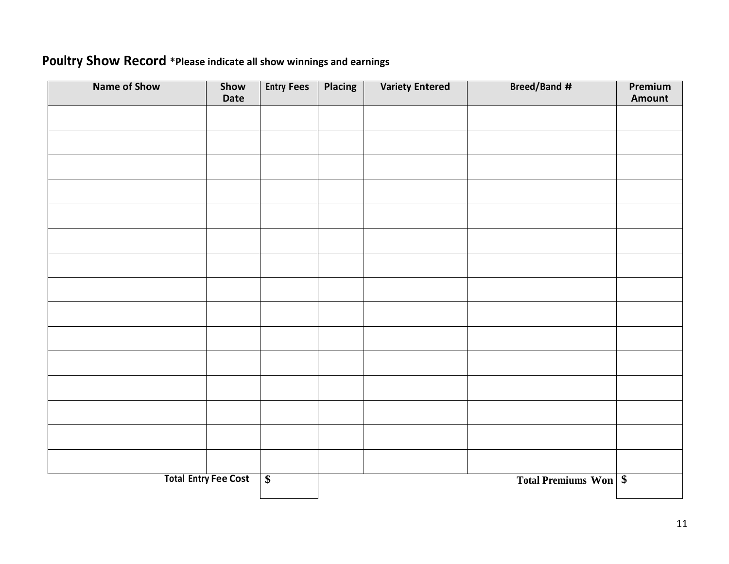## Poultry Show Record *Please indicate all show winnings and earnings

| Name of Show | Show Date | Entry Fees | Placing | Variety Entered | Breed/Band # | Premium Amount |
|---|---|---|---|---|---|---|
| | | | | | | |
| | | | | | | |
| | | | | | | |
| | | | | | | |
| | | | | | | |
| | | | | | | |
| | | | | | | |
| | | | | | | |
| | | | | | | |
| | | | | | | |
| | | | | | | |
| | | | | | | |
| | | | | | | |
| | | | | | | |
| | | | | | | |
| | Total Entry Fee Cost | $ | | | Total Premiums Won | $ |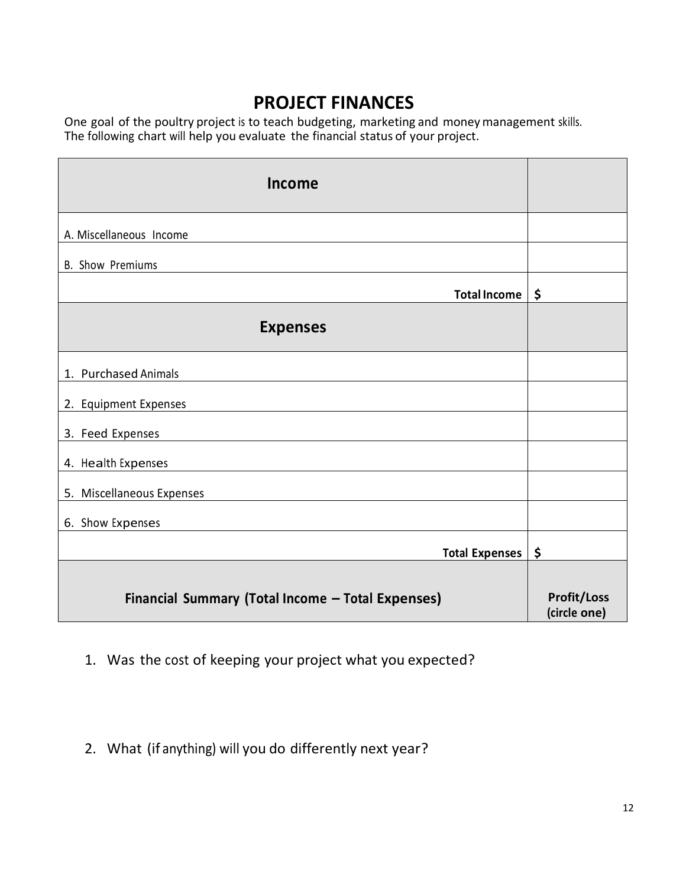# PROJECT FINANCES

One goal of the poultry project is to teach budgeting, marketing and money management skills. The following chart will help you evaluate the financial status of your project.

| **Income** | |
|---|---|
| A. Miscellaneous Income | |
| B. Show Premiums | |
| **Total Income** | **$** |
| **Expenses** | |
| 1. Purchased Animals | |
| 2. Equipment Expenses | |
| 3. Feed Expenses | |
| 4. Health Expenses | |
| 5. Miscellaneous Expenses | |
| 6. Show Expenses | |
| **Total Expenses** | **$** |
| **Financial Summary (Total Income – Total Expenses)** | **Profit/Loss (circle one)** |

1. Was the cost of keeping your project what you expected?

2. What (if anything) will you do differently next year?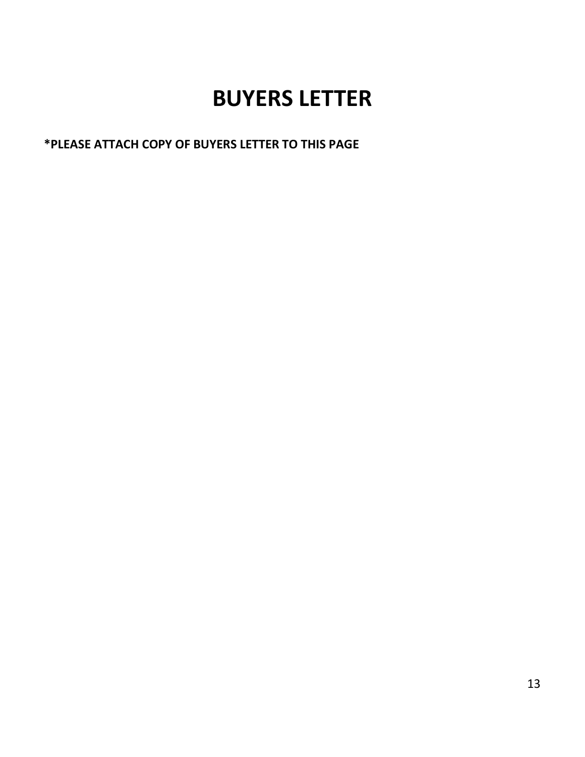# BUYERS LETTER

**\*PLEASE ATTACH COPY OF BUYERS LETTER TO THIS PAGE**